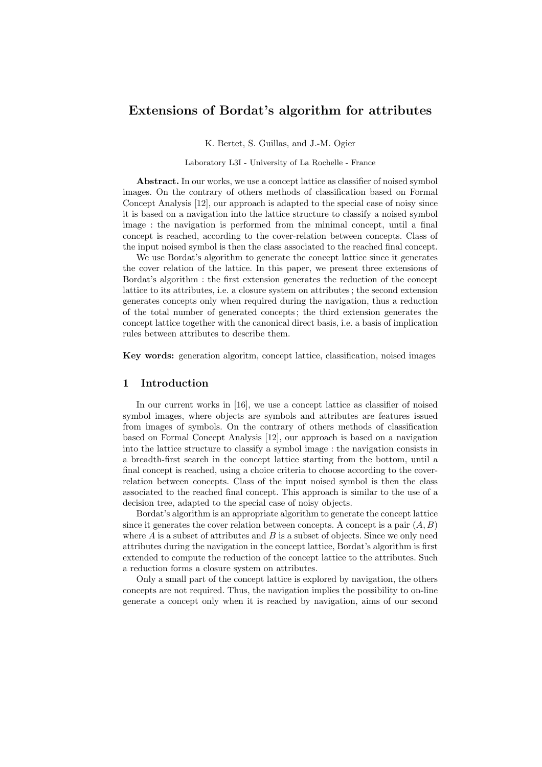# Extensions of Bordat's algorithm for attributes

K. Bertet, S. Guillas, and J.-M. Ogier

Laboratory L3I - University of La Rochelle - France

**Abstract.** In our works, we use a concept lattice as classifier of noised symbol images. On the contrary of others methods of classification based on Formal Concept Analysis [12], our approach is adapted to the special case of noisy since it is based on a navigation into the lattice structure to classify a noised symbol image : the navigation is performed from the minimal concept, until a final concept is reached, according to the cover-relation between concepts. Class of the input noised symbol is then the class associated to the reached final concept.

We use Bordat's algorithm to generate the concept lattice since it generates the cover relation of the lattice. In this paper, we present three extensions of Bordat's algorithm : the first extension generates the reduction of the concept lattice to its attributes, i.e. a closure system on attributes ; the second extension generates concepts only when required during the navigation, thus a reduction of the total number of generated concepts ; the third extension generates the concept lattice together with the canonical direct basis, i.e. a basis of implication rules between attributes to describe them.

**Key words:** generation algoritm, concept lattice, classification, noised images

## 1 Introduction

In our current works in [16], we use a concept lattice as classifier of noised symbol images, where objects are symbols and attributes are features issued from images of symbols. On the contrary of others methods of classification based on Formal Concept Analysis [12], our approach is based on a navigation into the lattice structure to classify a symbol image : the navigation consists in a breadth-first search in the concept lattice starting from the bottom, until a final concept is reached, using a choice criteria to choose according to the cover-relation between concepts. Class of the input noised symbol is then the class associated to the reached final concept. This approach is similar to the use of a decision tree, adapted to the special case of noisy objects.

Bordat's algorithm is an appropriate algorithm to generate the concept lattice since it generates the cover relation between concepts. A concept is a pair $(A, B)$ where $A$ is a subset of attributes and $B$ is a subset of objects. Since we only need attributes during the navigation in the concept lattice, Bordat's algorithm is first extended to compute the reduction of the concept lattice to the attributes. Such a reduction forms a closure system on attributes.

Only a small part of the concept lattice is explored by navigation, the others concepts are not required. Thus, the navigation implies the possibility to on-line generate a concept only when it is reached by navigation, aims of our second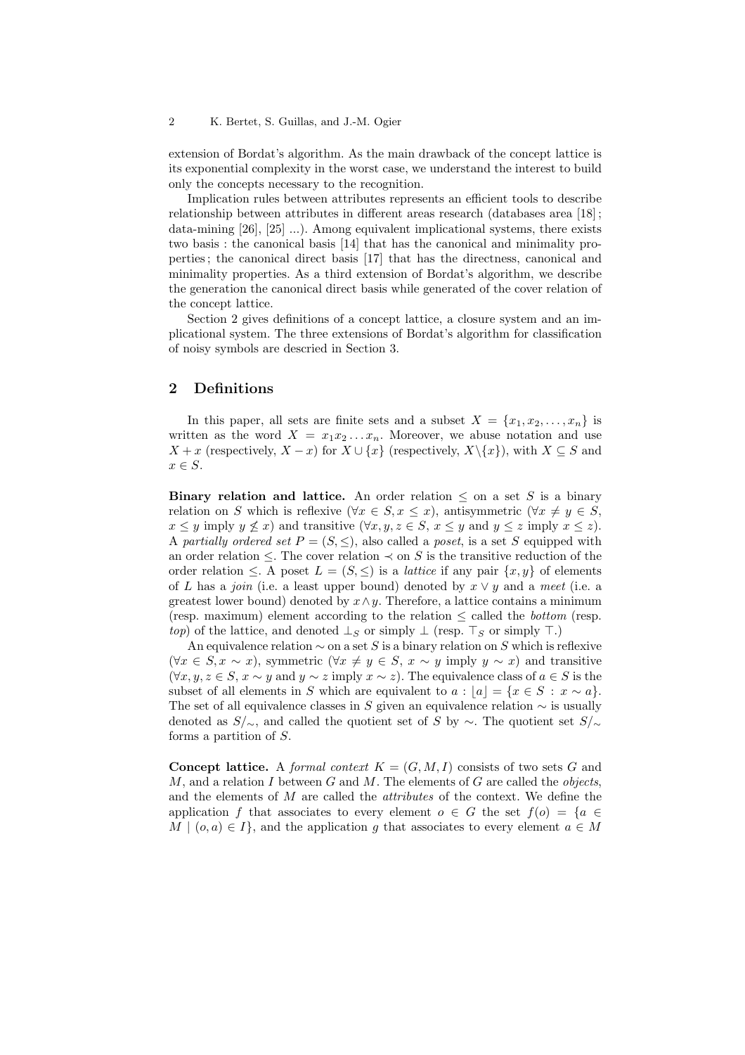extension of Bordat's algorithm. As the main drawback of the concept lattice is its exponential complexity in the worst case, we understand the interest to build only the concepts necessary to the recognition.

Implication rules between attributes represents an efficient tools to describe relationship between attributes in different areas research (databases area [18] ; data-mining [26], [25] ...). Among equivalent implicational systems, there exists two basis : the canonical basis [14] that has the canonical and minimality properties ; the canonical direct basis [17] that has the directness, canonical and minimality properties. As a third extension of Bordat's algorithm, we describe the generation the canonical direct basis while generated of the cover relation of the concept lattice.

Section 2 gives definitions of a concept lattice, a closure system and an implicational system. The three extensions of Bordat's algorithm for classification of noisy symbols are descried in Section 3.

## 2 Definitions

In this paper, all sets are finite sets and a subset $X = \{x_1, x_2, \ldots, x_n\}$ is written as the word $X = x_1 x_2 \ldots x_n$. Moreover, we abuse notation and use $X + x$ (respectively, $X - x$) for $X \cup \{x\}$ (respectively, $X \backslash \{x\}$), with $X \subseteq S$ and $x \in S$.

**Binary relation and lattice.** An order relation $\leq$ on a set $S$ is a binary relation on $S$ which is reflexive ($\forall x \in S, x \leq x$), antisymmetric ($\forall x \neq y \in S$, $x \leq y$ imply $y \not\leq x$) and transitive ($\forall x, y, z \in S$, $x \leq y$ and $y \leq z$ imply $x \leq z$). A *partially ordered set* $P = (S, \leq)$, also called a *poset*, is a set $S$ equipped with an order relation $\leq$. The cover relation $\prec$ on $S$ is the transitive reduction of the order relation $\leq$. A poset $L = (S, \leq)$ is a *lattice* if any pair $\{x, y\}$ of elements of $L$ has a *join* (i.e. a least upper bound) denoted by $x \vee y$ and a *meet* (i.e. a greatest lower bound) denoted by $x \wedge y$. Therefore, a lattice contains a minimum (resp. maximum) element according to the relation $\leq$ called the *bottom* (resp. *top*) of the lattice, and denoted $\bot_S$ or simply $\bot$ (resp. $\top_S$ or simply $\top$.)

An equivalence relation $\sim$ on a set $S$ is a binary relation on $S$ which is reflexive ($\forall x \in S, x \sim x$), symmetric ($\forall x \neq y \in S$, $x \sim y$ imply $y \sim x$) and transitive ($\forall x, y, z \in S$, $x \sim y$ and $y \sim z$ imply $x \sim z$). The equivalence class of $a \in S$ is the subset of all elements in $S$ which are equivalent to $a$ : $\lfloor a \rfloor = \{x \in S : x \sim a\}$. The set of all equivalence classes in $S$ given an equivalence relation $\sim$ is usually denoted as $S/_{\sim}$, and called the quotient set of $S$ by $\sim$. The quotient set $S/_{\sim}$ forms a partition of $S$.

**Concept lattice.** A *formal context* $K = (G, M, I)$ consists of two sets $G$ and $M$, and a relation $I$ between $G$ and $M$. The elements of $G$ are called the *objects*, and the elements of $M$ are called the *attributes* of the context. We define the application $f$ that associates to every element $o \in G$ the set $f(o) = \{a \in M \mid (o, a) \in I\}$, and the application $g$ that associates to every element $a \in M$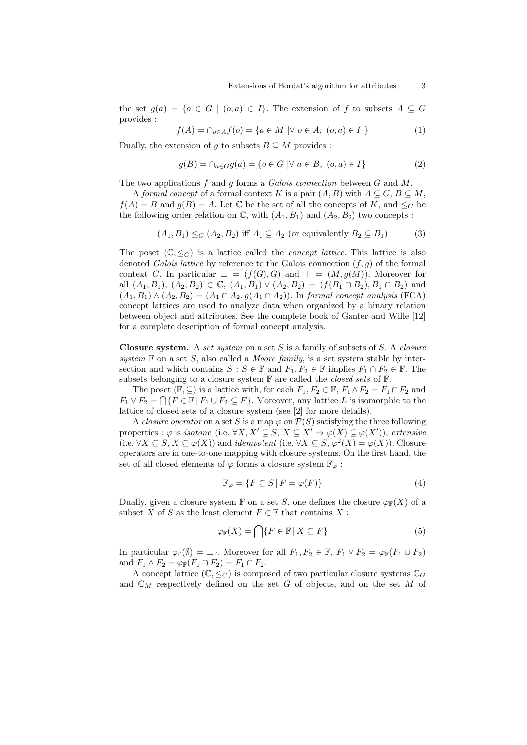the set $g(a) = \{o \in G \mid (o,a) \in I\}$. The extension of $f$ to subsets $A \subseteq G$ provides :

$$f(A) = \cap_{o \in A} f(o) = \{a \in M \mid \forall\, o \in A,\ (o,a) \in I\ \} \tag{1}$$

Dually, the extension of $g$ to subsets $B \subseteq M$ provides :

$$g(B) = \cap_{a \in G} g(a) = \{o \in G \mid \forall\, a \in B,\ (o,a) \in I\} \tag{2}$$

The two applications $f$ and $g$ forms a *Galois connection* between $G$ and $M$.

A *formal concept* of a formal context $K$ is a pair $(A,B)$ with $A \subseteq G$, $B \subseteq M$, $f(A) = B$ and $g(B) = A$. Let $\mathbb{C}$ be the set of all the concepts of $K$, and $\leq_C$ be the following order relation on $\mathbb{C}$, with $(A_1,B_1)$ and $(A_2,B_2)$ two concepts :

$$(A_1,B_1) \leq_C (A_2,B_2) \text{ iff } A_1 \subseteq A_2 \text{ (or equivalently } B_2 \subseteq B_1) \tag{3}$$

The poset $(\mathbb{C}, \leq_C)$ is a lattice called the *concept lattice*. This lattice is also denoted *Galois lattice* by reference to the Galois connection $(f,g)$ of the formal context $C$. In particular $\bot = (f(G), G)$ and $\top = (M, g(M))$. Moreover for all $(A_1,B_1)$, $(A_2,B_2) \in \mathbb{C}$, $(A_1,B_1) \vee (A_2,B_2) = (f(B_1 \cap B_2), B_1 \cap B_2)$ and $(A_1,B_1) \wedge (A_2,B_2) = (A_1 \cap A_2, g(A_1 \cap A_2))$. In *formal concept analysis* (FCA) concept lattices are used to analyze data when organized by a binary relation between object and attributes. See the complete book of Ganter and Wille [12] for a complete description of formal concept analysis.

**Closure system.** A *set system* on a set $S$ is a family of subsets of $S$. A *closure system* $\mathbb{F}$ on a set $S$, also called a *Moore family*, is a set system stable by intersection and which contains $S$ : $S \in \mathbb{F}$ and $F_1, F_2 \in \mathbb{F}$ implies $F_1 \cap F_2 \in \mathbb{F}$. The subsets belonging to a closure system $\mathbb{F}$ are called the *closed sets* of $\mathbb{F}$.

The poset $(\mathbb{F}, \subseteq)$ is a lattice with, for each $F_1, F_2 \in \mathbb{F}$, $F_1 \wedge F_2 = F_1 \cap F_2$ and $F_1 \vee F_2 = \bigcap\{F \in \mathbb{F} \mid F_1 \cup F_2 \subseteq F\}$. Moreover, any lattice $L$ is isomorphic to the lattice of closed sets of a closure system (see [2] for more details).

A *closure operator* on a set $S$ is a map $\varphi$ on $\mathcal{P}(S)$ satisfying the three following properties : $\varphi$ is *isotone* (i.e. $\forall X, X' \subseteq S,\ X \subseteq X' \Rightarrow \varphi(X) \subseteq \varphi(X')$), *extensive* (i.e. $\forall X \subseteq S,\ X \subseteq \varphi(X)$) and *idempotent* (i.e. $\forall X \subseteq S,\ \varphi^2(X) = \varphi(X)$). Closure operators are in one-to-one mapping with closure systems. On the first hand, the set of all closed elements of $\varphi$ forms a closure system $\mathbb{F}_\varphi$ :

$$\mathbb{F}_\varphi = \{F \subseteq S \mid F = \varphi(F)\} \tag{4}$$

Dually, given a closure system $\mathbb{F}$ on a set $S$, one defines the closure $\varphi_{\mathbb{F}}(X)$ of a subset $X$ of $S$ as the least element $F \in \mathbb{F}$ that contains $X$ :

$$\varphi_{\mathbb{F}}(X) = \bigcap\{F \in \mathbb{F} \mid X \subseteq F\} \tag{5}$$

In particular $\varphi_{\mathbb{F}}(\emptyset) = \bot_{\mathbb{F}}$. Moreover for all $F_1, F_2 \in \mathbb{F}$, $F_1 \vee F_2 = \varphi_{\mathbb{F}}(F_1 \cup F_2)$ and $F_1 \wedge F_2 = \varphi_{\mathbb{F}}(F_1 \cap F_2) = F_1 \cap F_2$.

A concept lattice $(\mathbb{C}, \leq_C)$ is composed of two particular closure systems $\mathbb{C}_G$ and $\mathbb{C}_M$ respectively defined on the set $G$ of objects, and on the set $M$ of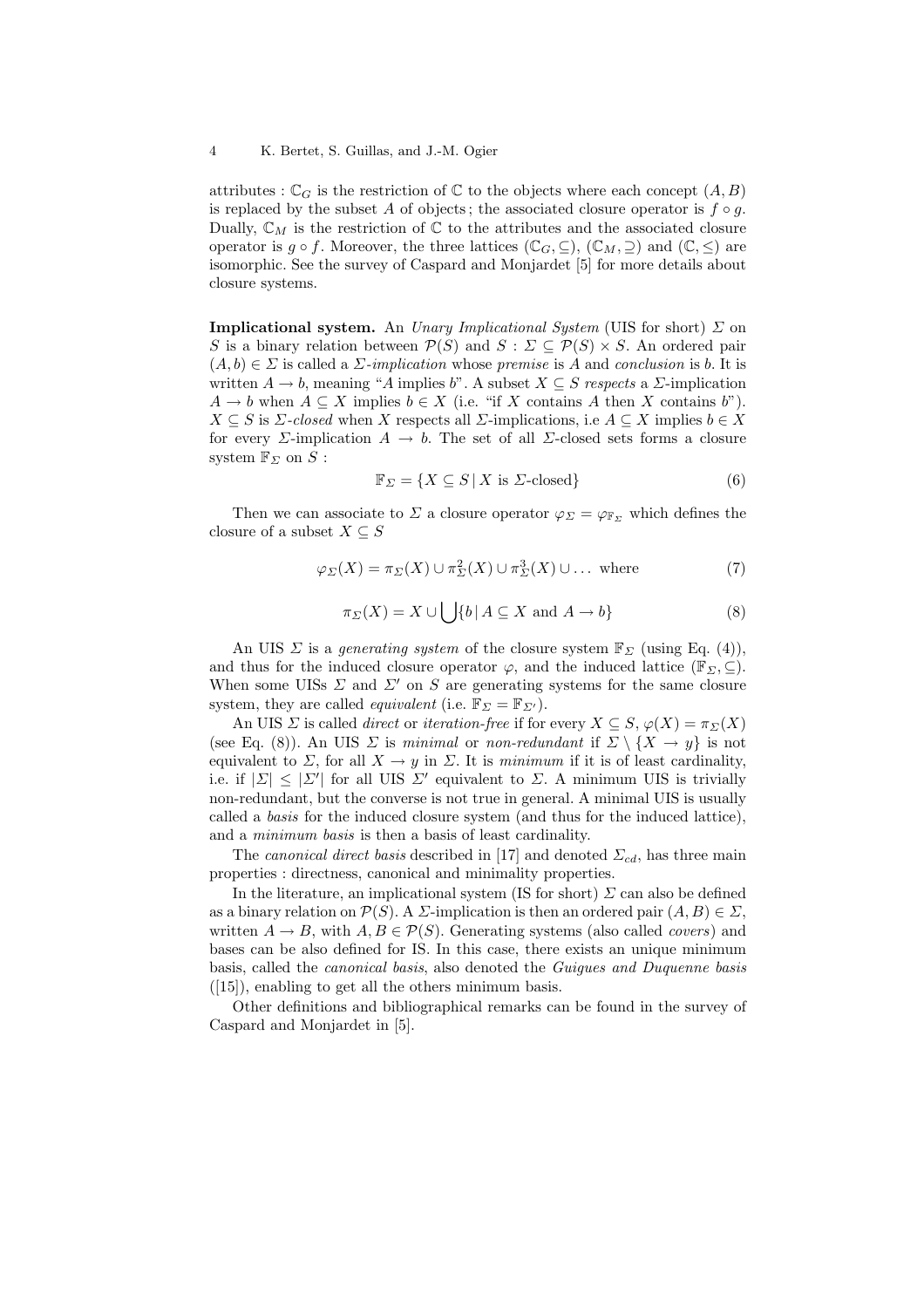attributes : $\mathbb{C}_G$ is the restriction of $\mathbb{C}$ to the objects where each concept $(A, B)$ is replaced by the subset $A$ of objects ; the associated closure operator is $f \circ g$. Dually, $\mathbb{C}_M$ is the restriction of $\mathbb{C}$ to the attributes and the associated closure operator is $g \circ f$. Moreover, the three lattices $(\mathbb{C}_G, \subseteq)$, $(\mathbb{C}_M, \supseteq)$ and $(\mathbb{C}, \leq)$ are isomorphic. See the survey of Caspard and Monjardet [5] for more details about closure systems.

**Implicational system.** An *Unary Implicational System* (UIS for short) $\Sigma$ on $S$ is a binary relation between $\mathcal{P}(S)$ and $S$ : $\Sigma \subseteq \mathcal{P}(S) \times S$. An ordered pair $(A, b) \in \Sigma$ is called a *$\Sigma$-implication* whose *premise* is $A$ and *conclusion* is $b$. It is written $A \to b$, meaning "$A$ implies $b$". A subset $X \subseteq S$ *respects* a $\Sigma$-implication $A \to b$ when $A \subseteq X$ implies $b \in X$ (i.e. "if $X$ contains $A$ then $X$ contains $b$"). $X \subseteq S$ is *$\Sigma$-closed* when $X$ respects all $\Sigma$-implications, i.e $A \subseteq X$ implies $b \in X$ for every $\Sigma$-implication $A \to b$. The set of all $\Sigma$-closed sets forms a closure system $\mathbb{F}_\Sigma$ on $S$ :

$$\mathbb{F}_\Sigma = \{X \subseteq S \,|\, X \text{ is } \Sigma\text{-closed}\} \tag{6}$$

Then we can associate to $\Sigma$ a closure operator $\varphi_\Sigma = \varphi_{\mathbb{F}_\Sigma}$ which defines the closure of a subset $X \subseteq S$

$$\varphi_\Sigma(X) = \pi_\Sigma(X) \cup \pi^2_\Sigma(X) \cup \pi^3_\Sigma(X) \cup \ldots \text{ where} \tag{7}$$

$$\pi_\Sigma(X) = X \cup \bigcup \{b \,|\, A \subseteq X \text{ and } A \to b\} \tag{8}$$

An UIS $\Sigma$ is a *generating system* of the closure system $\mathbb{F}_\Sigma$ (using Eq. (4)), and thus for the induced closure operator $\varphi$, and the induced lattice $(\mathbb{F}_\Sigma, \subseteq)$. When some UISs $\Sigma$ and $\Sigma'$ on $S$ are generating systems for the same closure system, they are called *equivalent* (i.e. $\mathbb{F}_\Sigma = \mathbb{F}_{\Sigma'}$).

An UIS $\Sigma$ is called *direct* or *iteration-free* if for every $X \subseteq S$, $\varphi(X) = \pi_\Sigma(X)$ (see Eq. (8)). An UIS $\Sigma$ is *minimal* or *non-redundant* if $\Sigma \setminus \{X \to y\}$ is not equivalent to $\Sigma$, for all $X \to y$ in $\Sigma$. It is *minimum* if it is of least cardinality, i.e. if $|\Sigma| \leq |\Sigma'|$ for all UIS $\Sigma'$ equivalent to $\Sigma$. A minimum UIS is trivially non-redundant, but the converse is not true in general. A minimal UIS is usually called a *basis* for the induced closure system (and thus for the induced lattice), and a *minimum basis* is then a basis of least cardinality.

The *canonical direct basis* described in [17] and denoted $\Sigma_{cd}$, has three main properties : directness, canonical and minimality properties.

In the literature, an implicational system (IS for short) $\Sigma$ can also be defined as a binary relation on $\mathcal{P}(S)$. A $\Sigma$-implication is then an ordered pair $(A, B) \in \Sigma$, written $A \to B$, with $A, B \in \mathcal{P}(S)$. Generating systems (also called *covers*) and bases can be also defined for IS. In this case, there exists an unique minimum basis, called the *canonical basis*, also denoted the *Guigues and Duquenne basis* ([15]), enabling to get all the others minimum basis.

Other definitions and bibliographical remarks can be found in the survey of Caspard and Monjardet in [5].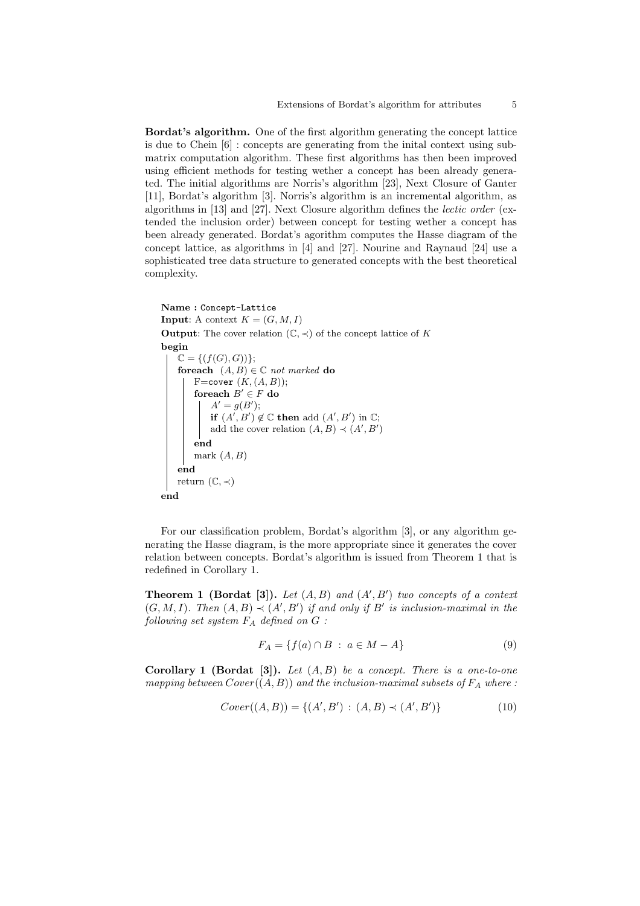**Bordat's algorithm.** One of the first algorithm generating the concept lattice is due to Chein [6] : concepts are generating from the inital context using submatrix computation algorithm. These first algorithms has then been improved using efficient methods for testing wether a concept has been already generated. The initial algorithms are Norris's algorithm [23], Next Closure of Ganter [11], Bordat's algorithm [3]. Norris's algorithm is an incremental algorithm, as algorithms in [13] and [27]. Next Closure algorithm defines the *lectic order* (extended the inclusion order) between concept for testing wether a concept has been already generated. Bordat's agorithm computes the Hasse diagram of the concept lattice, as algorithms in [4] and [27]. Nourine and Raynaud [24] use a sophisticated tree data structure to generated concepts with the best theoretical complexity.

```
Name : Concept-Lattice
Input: A context K = (G, M, I)
Output: The cover relation (ℂ, ≺) of the concept lattice of K
begin
    ℂ = {(f(G), G))};
    foreach (A, B) ∈ ℂ not marked do
        F=cover (K, (A, B));
        foreach B′ ∈ F do
            A′ = g(B′);
            if (A′, B′) ∉ ℂ then add (A′, B′) in ℂ;
            add the cover relation (A, B) ≺ (A′, B′)
        end
        mark (A, B)
    end
    return (ℂ, ≺)
end
```

For our classification problem, Bordat's algorithm [3], or any algorithm generating the Hasse diagram, is the more appropriate since it generates the cover relation between concepts. Bordat's algorithm is issued from Theorem 1 that is redefined in Corollary 1.

**Theorem 1 (Bordat [3]).** *Let $(A, B)$ and $(A', B')$ two concepts of a context $(G, M, I)$. Then $(A, B) \prec (A', B')$ if and only if $B'$ is inclusion-maximal in the following set system $F_A$ defined on $G$ :*

$$F_A = \{f(a) \cap B \ : \ a \in M - A\} \tag{9}$$

**Corollary 1 (Bordat [3]).** *Let $(A, B)$ be a concept. There is a one-to-one mapping between $Cover((A, B))$ and the inclusion-maximal subsets of $F_A$ where :*

$$Cover((A, B)) = \{(A', B') \ : \ (A, B) \prec (A', B')\} \tag{10}$$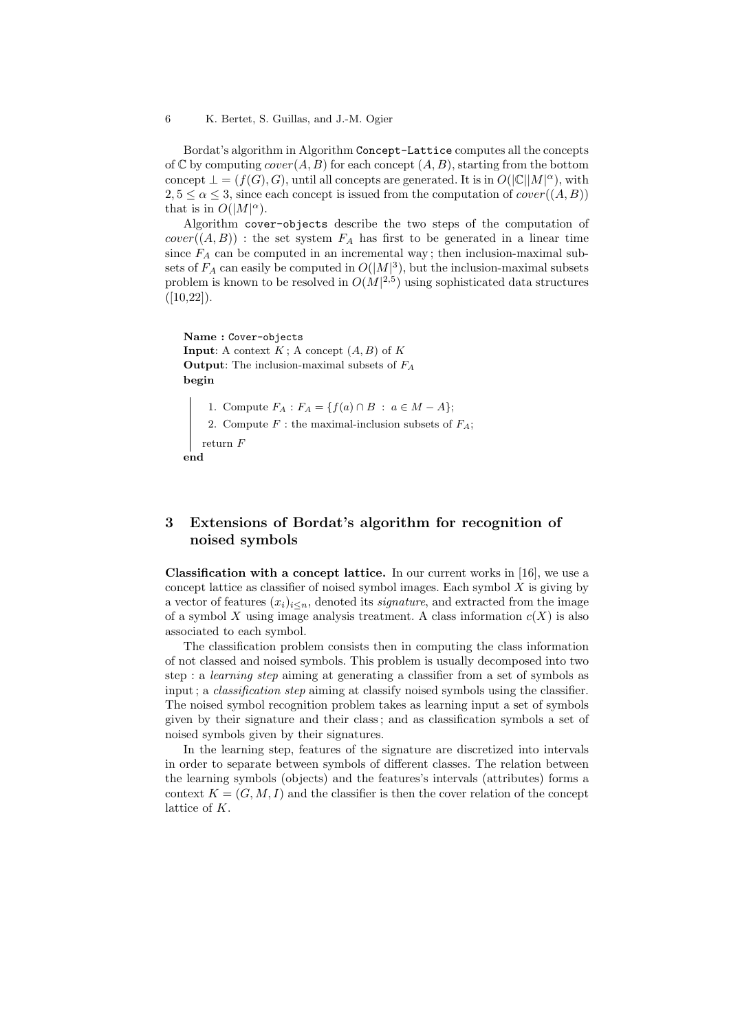Bordat's algorithm in Algorithm `Concept-Lattice` computes all the concepts of $\mathbb{C}$ by computing $cover(A, B)$ for each concept $(A, B)$, starting from the bottom concept $\bot = (f(G), G)$, until all concepts are generated. It is in $O(|\mathbb{C}||M|^{\alpha})$, with $2,5 \leq \alpha \leq 3$, since each concept is issued from the computation of $cover((A, B))$ that is in $O(|M|^{\alpha})$.

Algorithm `cover-objects` describe the two steps of the computation of $cover((A, B))$ : the set system $F_A$ has first to be generated in a linear time since $F_A$ can be computed in an incremental way ; then inclusion-maximal subsets of $F_A$ can easily be computed in $O(|M|^3)$, but the inclusion-maximal subsets problem is known to be resolved in $O(M|^{2,5})$ using sophisticated data structures ([10,22]).

**Name :** `Cover-objects`
**Input**: A context $K$ ; A concept $(A, B)$ of $K$
**Output**: The inclusion-maximal subsets of $F_A$
**begin**

1. Compute $F_A$ : $F_A = \{f(a) \cap B \;:\; a \in M - A\}$;
2. Compute $F$ : the maximal-inclusion subsets of $F_A$;

return $F$

**end**

## 3 Extensions of Bordat's algorithm for recognition of noised symbols

**Classification with a concept lattice.** In our current works in [16], we use a concept lattice as classifier of noised symbol images. Each symbol $X$ is giving by a vector of features $(x_i)_{i \leq n}$, denoted its *signature*, and extracted from the image of a symbol $X$ using image analysis treatment. A class information $c(X)$ is also associated to each symbol.

The classification problem consists then in computing the class information of not classed and noised symbols. This problem is usually decomposed into two step : a *learning step* aiming at generating a classifier from a set of symbols as input ; a *classification step* aiming at classify noised symbols using the classifier. The noised symbol recognition problem takes as learning input a set of symbols given by their signature and their class ; and as classification symbols a set of noised symbols given by their signatures.

In the learning step, features of the signature are discretized into intervals in order to separate between symbols of different classes. The relation between the learning symbols (objects) and the features's intervals (attributes) forms a context $K = (G, M, I)$ and the classifier is then the cover relation of the concept lattice of $K$.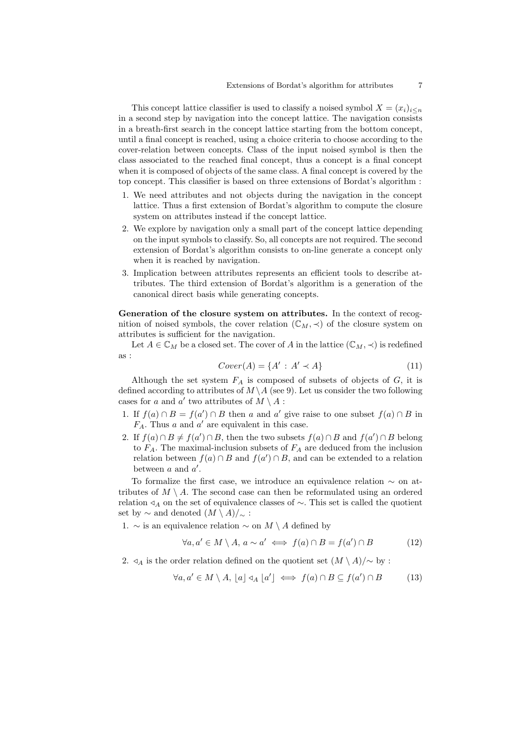This concept lattice classifier is used to classify a noised symbol $X = (x_i)_{i\leq n}$ in a second step by navigation into the concept lattice. The navigation consists in a breath-first search in the concept lattice starting from the bottom concept, until a final concept is reached, using a choice criteria to choose according to the cover-relation between concepts. Class of the input noised symbol is then the class associated to the reached final concept, thus a concept is a final concept when it is composed of objects of the same class. A final concept is covered by the top concept. This classifier is based on three extensions of Bordat's algorithm :

1. We need attributes and not objects during the navigation in the concept lattice. Thus a first extension of Bordat's algorithm to compute the closure system on attributes instead if the concept lattice.
2. We explore by navigation only a small part of the concept lattice depending on the input symbols to classify. So, all concepts are not required. The second extension of Bordat's algorithm consists to on-line generate a concept only when it is reached by navigation.
3. Implication between attributes represents an efficient tools to describe attributes. The third extension of Bordat's algorithm is a generation of the canonical direct basis while generating concepts.

**Generation of the closure system on attributes.** In the context of recognition of noised symbols, the cover relation $(\mathbb{C}_M, \prec)$ of the closure system on attributes is sufficient for the navigation.

Let $A \in \mathbb{C}_M$ be a closed set. The cover of $A$ in the lattice $(\mathbb{C}_M, \prec)$ is redefined as :

$$Cover(A) = \{A' \,:\, A' \prec A\} \tag{11}$$

Although the set system $F_A$ is composed of subsets of objects of $G$, it is defined according to attributes of $M \setminus A$ (see 9). Let us consider the two following cases for $a$ and $a'$ two attributes of $M \setminus A$ :

1. If $f(a) \cap B = f(a') \cap B$ then $a$ and $a'$ give raise to one subset $f(a) \cap B$ in $F_A$. Thus $a$ and $a'$ are equivalent in this case.
2. If $f(a) \cap B \neq f(a') \cap B$, then the two subsets $f(a) \cap B$ and $f(a') \cap B$ belong to $F_A$. The maximal-inclusion subsets of $F_A$ are deduced from the inclusion relation between $f(a) \cap B$ and $f(a') \cap B$, and can be extended to a relation between $a$ and $a'$.

To formalize the first case, we introduce an equivalence relation $\sim$ on attributes of $M \setminus A$. The second case can then be reformulated using an ordered relation $\triangleleft_A$ on the set of equivalence classes of $\sim$. This set is called the quotient set by $\sim$ and denoted $(M \setminus A)/_\sim$ :

1. $\sim$ is an equivalence relation $\sim$ on $M \setminus A$ defined by

$$\forall a, a' \in M \setminus A,\, a \sim a' \iff f(a) \cap B = f(a') \cap B \tag{12}$$

2. $\triangleleft_A$ is the order relation defined on the quotient set $(M \setminus A)/\sim$ by :

$$\forall a, a' \in M \setminus A,\, \lfloor a \rfloor \triangleleft_A \lfloor a' \rfloor \iff f(a) \cap B \subseteq f(a') \cap B \tag{13}$$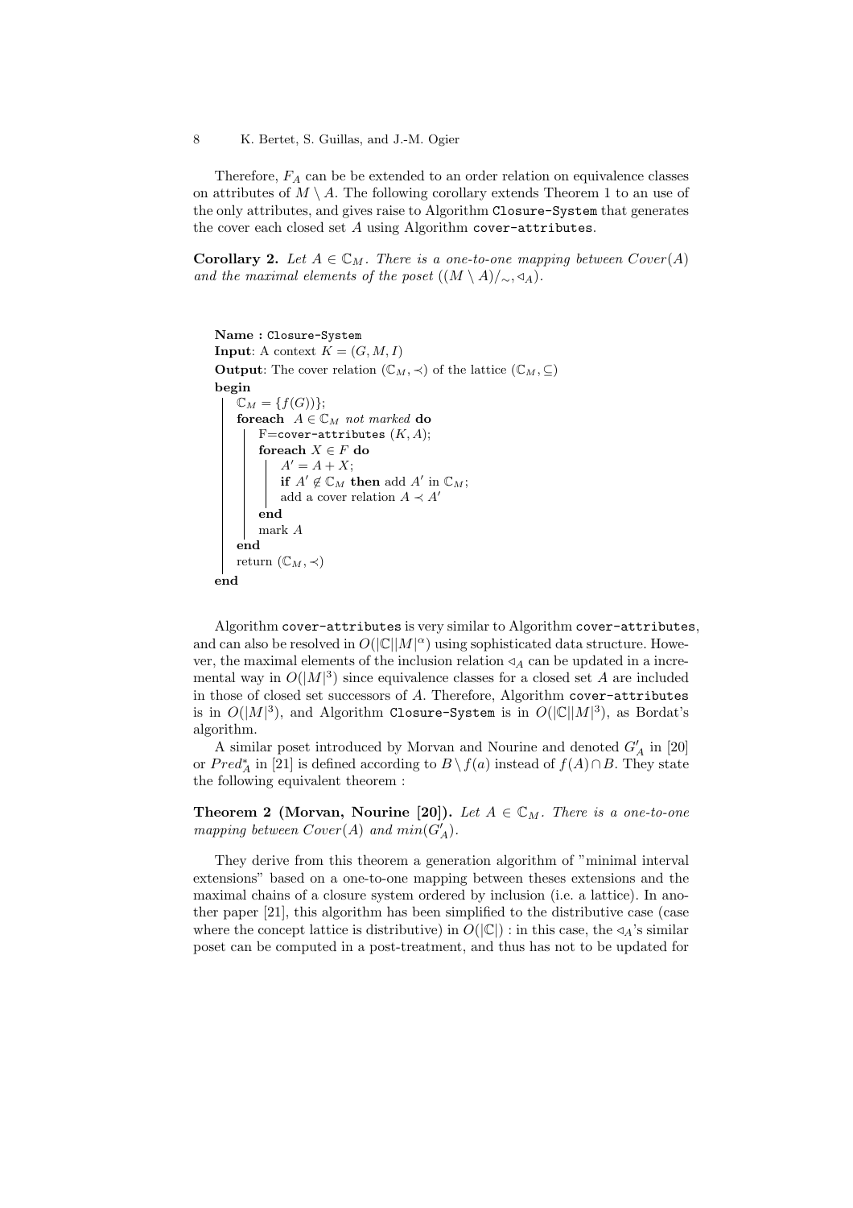Therefore, $F_A$ can be be extended to an order relation on equivalence classes on attributes of $M \setminus A$. The following corollary extends Theorem 1 to an use of the only attributes, and gives raise to Algorithm `Closure-System` that generates the cover each closed set $A$ using Algorithm `cover-attributes`.

**Corollary 2.** *Let $A \in \mathbb{C}_M$. There is a one-to-one mapping between $Cover(A)$ and the maximal elements of the poset $((M \setminus A)/_\sim, \triangleleft_A)$.*

```
Name : Closure-System
Input: A context K = (G, M, I)
Output: The cover relation (C_M, ≺) of the lattice (C_M, ⊆)
begin
    C_M = {f(G)};
    foreach A ∈ C_M not marked do
        F=cover-attributes (K, A);
        foreach X ∈ F do
            A' = A + X;
            if A' ∉ C_M then add A' in C_M;
            add a cover relation A ≺ A'
        end
        mark A
    end
    return (C_M, ≺)
end
```

Algorithm `cover-attributes` is very similar to Algorithm `cover-attributes`, and can also be resolved in $O(|\mathbb{C}||M|^\alpha)$ using sophisticated data structure. However, the maximal elements of the inclusion relation $\triangleleft_A$ can be updated in a incremental way in $O(|M|^3)$ since equivalence classes for a closed set $A$ are included in those of closed set successors of $A$. Therefore, Algorithm `cover-attributes` is in $O(|M|^3)$, and Algorithm `Closure-System` is in $O(|\mathbb{C}||M|^3)$, as Bordat's algorithm.

A similar poset introduced by Morvan and Nourine and denoted $G'_A$ in [20] or $Pred^*_A$ in [21] is defined according to $B \setminus f(a)$ instead of $f(A) \cap B$. They state the following equivalent theorem :

**Theorem 2 (Morvan, Nourine [20]).** *Let $A \in \mathbb{C}_M$. There is a one-to-one mapping between $Cover(A)$ and $min(G'_A)$.*

They derive from this theorem a generation algorithm of "minimal interval extensions" based on a one-to-one mapping between theses extensions and the maximal chains of a closure system ordered by inclusion (i.e. a lattice). In another paper [21], this algorithm has been simplified to the distributive case (case where the concept lattice is distributive) in $O(|\mathbb{C}|)$ : in this case, the $\triangleleft_A$'s similar poset can be computed in a post-treatment, and thus has not to be updated for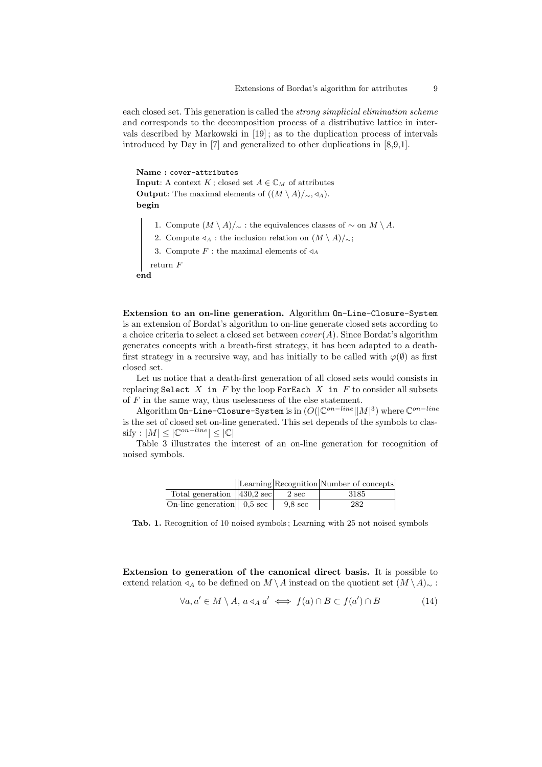each closed set. This generation is called the *strong simplicial elimination scheme* and corresponds to the decomposition process of a distributive lattice in intervals described by Markowski in [19] ; as to the duplication process of intervals introduced by Day in [7] and generalized to other duplications in [8,9,1].

**Name :** `cover-attributes`
**Input**: A context $K$ ; closed set $A \in \mathbb{C}_M$ of attributes
**Output**: The maximal elements of $((M \setminus A)/_\sim, \triangleleft_A)$.
**begin**

1. Compute $(M \setminus A)/_\sim$ : the equivalences classes of $\sim$ on $M \setminus A$.
2. Compute $\triangleleft_A$ : the inclusion relation on $(M \setminus A)/_\sim$;
3. Compute $F$ : the maximal elements of $\triangleleft_A$

return $F$

**end**

**Extension to an on-line generation.** Algorithm `On-Line-Closure-System` is an extension of Bordat's algorithm to on-line generate closed sets according to a choice criteria to select a closed set between *cover*$(A)$. Since Bordat's algorithm generates concepts with a breath-first strategy, it has been adapted to a death-first strategy in a recursive way, and has initially to be called with $\varphi(\emptyset)$ as first closed set.

Let us notice that a death-first generation of all closed sets would consists in replacing `Select` $X$ `in` $F$ by the loop `ForEach` $X$ `in` $F$ to consider all subsets of $F$ in the same way, thus uselessness of the else statement.

Algorithm `On-Line-Closure-System` is in $(O(|\mathbb{C}^{on-line}||M|^3)$ where $\mathbb{C}^{on-line}$ is the set of closed set on-line generated. This set depends of the symbols to classify : $|M| \leq |\mathbb{C}^{on-line}| \leq |\mathbb{C}|$

Table 3 illustrates the interest of an on-line generation for recognition of noised symbols.

| | Learning | Recognition | Number of concepts |
|---|---|---|---|
| Total generation | 430,2 sec | 2 sec | 3185 |
| On-line generation | 0,5 sec | 9,8 sec | 282 |

**Tab. 1.** Recognition of 10 noised symbols ; Learning with 25 not noised symbols

**Extension to generation of the canonical direct basis.** It is possible to extend relation $\triangleleft_A$ to be defined on $M \setminus A$ instead on the quotient set $(M \setminus A)_\sim$ :

$$\forall a, a' \in M \setminus A,\ a \triangleleft_A a' \iff f(a) \cap B \subset f(a') \cap B \tag{14}$$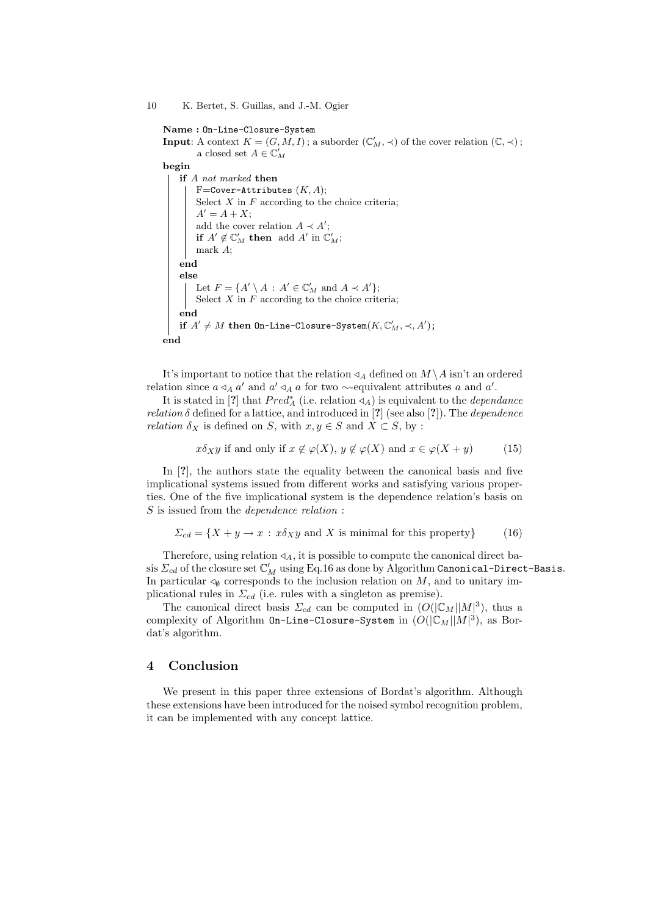```
Name : On-Line-Closure-System
Input: A context K = (G, M, I) ; a suborder (C'_M, ≺) of the cover relation (C, ≺) ;
       a closed set A ∈ C'_M
begin
    if A not marked then
        F=Cover-Attributes (K, A);
        Select X in F according to the choice criteria;
        A' = A + X;
        add the cover relation A ≺ A';
        if A' ∉ C'_M then add A' in C'_M;
        mark A;
    end
    else
        Let F = {A' \ A : A' ∈ C'_M and A ≺ A'};
        Select X in F according to the choice criteria;
    end
    if A' ≠ M then On-Line-Closure-System(K, C'_M, ≺, A');
end
```

It's important to notice that the relation $\triangleleft_A$ defined on $M \setminus A$ isn't an ordered relation since $a \triangleleft_A a'$ and $a' \triangleleft_A a$ for two $\sim$-equivalent attributes $a$ and $a'$.

It is stated in [?] that $Pred_A^*$ (i.e. relation $\triangleleft_A$) is equivalent to the *dependance relation* $\delta$ defined for a lattice, and introduced in [?] (see also [?]). The *dependence relation* $\delta_X$ is defined on $S$, with $x, y \in S$ and $X \subset S$, by :

$$x\delta_X y \text{ if and only if } x \notin \varphi(X),\ y \notin \varphi(X) \text{ and } x \in \varphi(X+y) \tag{15}$$

In [?], the authors state the equality between the canonical basis and five implicational systems issued from different works and satisfying various properties. One of the five implicational system is the dependence relation's basis on $S$ is issued from the *dependence relation* :

$$\Sigma_{cd} = \{X + y \rightarrow x \,:\, x\delta_X y \text{ and } X \text{ is minimal for this property}\} \tag{16}$$

Therefore, using relation $\triangleleft_A$, it is possible to compute the canonical direct basis $\Sigma_{cd}$ of the closure set $\mathbb{C}'_M$ using Eq.16 as done by Algorithm `Canonical-Direct-Basis`. In particular $\triangleleft_\emptyset$ corresponds to the inclusion relation on $M$, and to unitary implicational rules in $\Sigma_{cd}$ (i.e. rules with a singleton as premise).

The canonical direct basis $\Sigma_{cd}$ can be computed in $(O(|\mathbb{C}_M||M|^3)$, thus a complexity of Algorithm `On-Line-Closure-System` in $(O(|\mathbb{C}_M||M|^3)$, as Bordat's algorithm.

## 4 Conclusion

We present in this paper three extensions of Bordat's algorithm. Although these extensions have been introduced for the noised symbol recognition problem, it can be implemented with any concept lattice.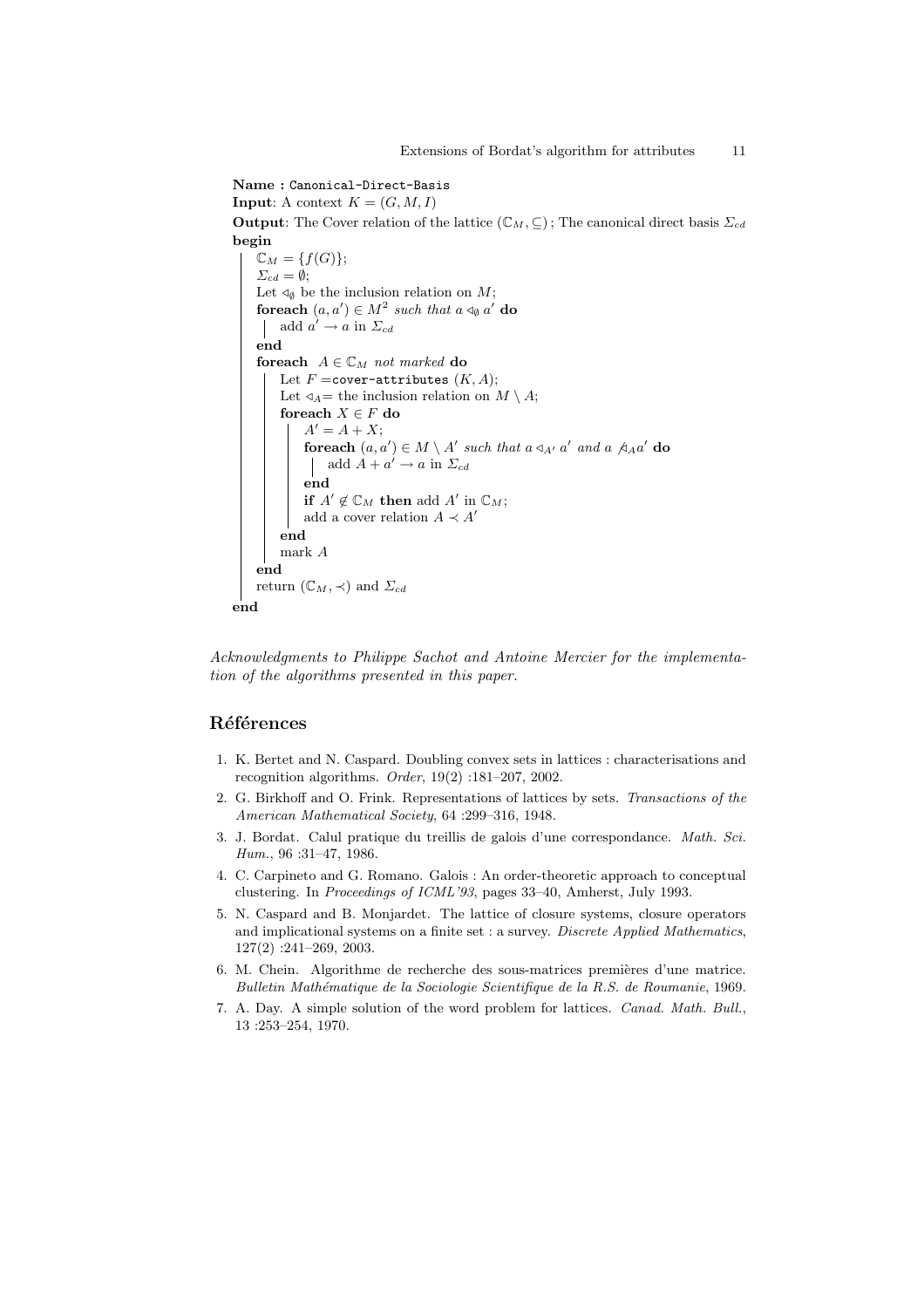**Name :** `Canonical-Direct-Basis`
**Input**: A context $K = (G, M, I)$
**Output**: The Cover relation of the lattice $(\mathbb{C}_M, \subseteq)$ ; The canonical direct basis $\Sigma_{cd}$

```
begin
    C_M = {f(G)};
    Σ_cd = ∅;
    Let ⊲_∅ be the inclusion relation on M;
    foreach (a, a') ∈ M² such that a ⊲_∅ a' do
        add a' → a in Σ_cd
    end
    foreach A ∈ C_M not marked do
        Let F = cover-attributes (K, A);
        Let ⊲_A = the inclusion relation on M \ A;
        foreach X ∈ F do
            A' = A + X;
            foreach (a, a') ∈ M \ A' such that a ⊲_A' a' and a ⋪_A a' do
                add A + a' → a in Σ_cd
            end
            if A' ∉ C_M then add A' in C_M;
            add a cover relation A ≺ A'
        end
        mark A
    end
    return (C_M, ≺) and Σ_cd
end
```

*Acknowledgments to Philippe Sachot and Antoine Mercier for the implementation of the algorithms presented in this paper.*

## Références

1. K. Bertet and N. Caspard. Doubling convex sets in lattices : characterisations and recognition algorithms. *Order*, 19(2) :181–207, 2002.
2. G. Birkhoff and O. Frink. Representations of lattices by sets. *Transactions of the American Mathematical Society*, 64 :299–316, 1948.
3. J. Bordat. Calul pratique du treillis de galois d'une correspondance. *Math. Sci. Hum.*, 96 :31–47, 1986.
4. C. Carpineto and G. Romano. Galois : An order-theoretic approach to conceptual clustering. In *Proceedings of ICML'93*, pages 33–40, Amherst, July 1993.
5. N. Caspard and B. Monjardet. The lattice of closure systems, closure operators and implicational systems on a finite set : a survey. *Discrete Applied Mathematics*, 127(2) :241–269, 2003.
6. M. Chein. Algorithme de recherche des sous-matrices premières d'une matrice. *Bulletin Mathématique de la Sociologie Scientifique de la R.S. de Roumanie*, 1969.
7. A. Day. A simple solution of the word problem for lattices. *Canad. Math. Bull.*, 13 :253–254, 1970.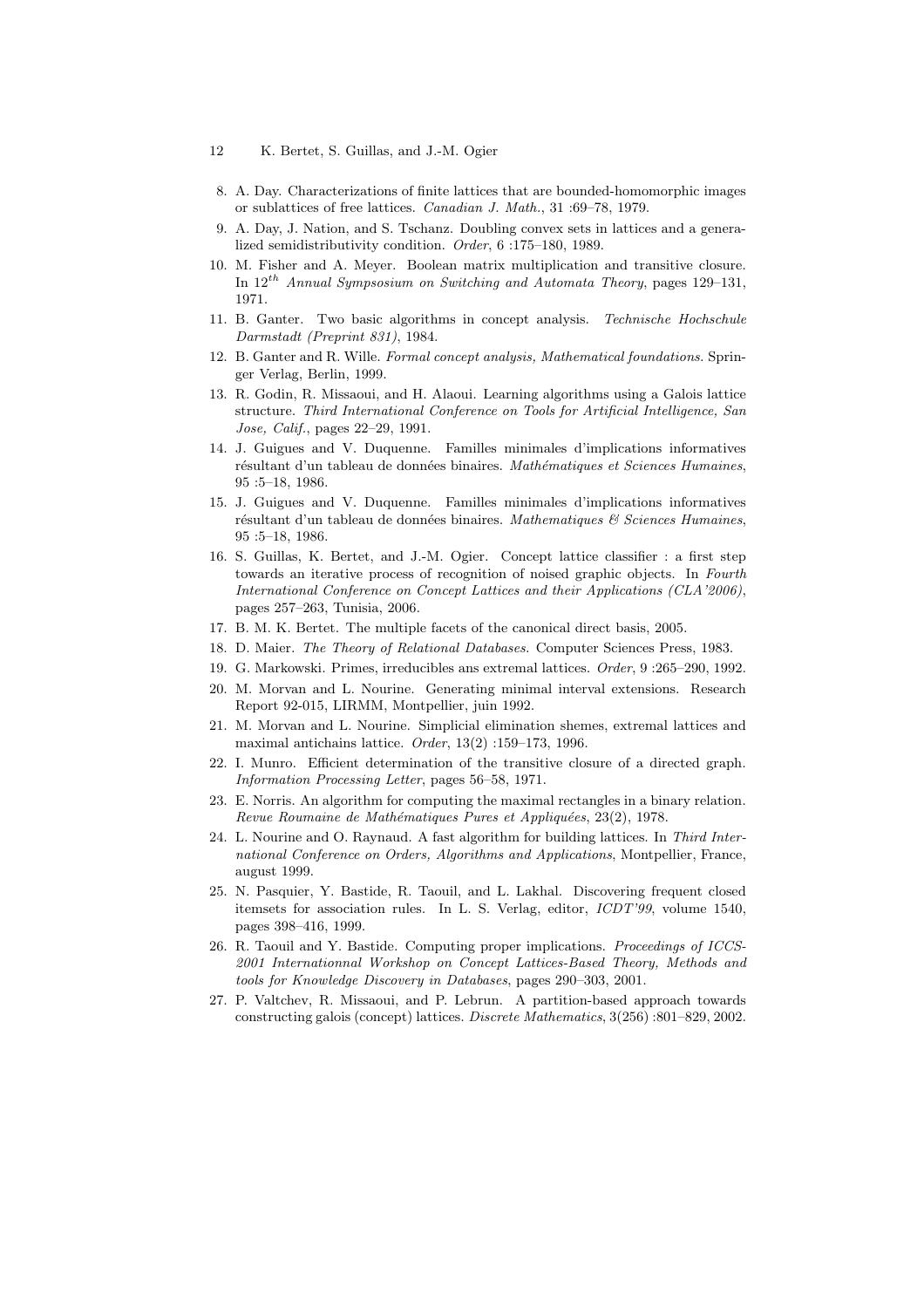8. A. Day. Characterizations of finite lattices that are bounded-homomorphic images or sublattices of free lattices. *Canadian J. Math.*, 31 :69–78, 1979.
9. A. Day, J. Nation, and S. Tschanz. Doubling convex sets in lattices and a generalized semidistributivity condition. *Order*, 6 :175–180, 1989.
10. M. Fisher and A. Meyer. Boolean matrix multiplication and transitive closure. In $12^{th}$ *Annual Sympsosium on Switching and Automata Theory*, pages 129–131, 1971.
11. B. Ganter. Two basic algorithms in concept analysis. *Technische Hochschule Darmstadt (Preprint 831)*, 1984.
12. B. Ganter and R. Wille. *Formal concept analysis, Mathematical foundations*. Springer Verlag, Berlin, 1999.
13. R. Godin, R. Missaoui, and H. Alaoui. Learning algorithms using a Galois lattice structure. *Third International Conference on Tools for Artificial Intelligence, San Jose, Calif.*, pages 22–29, 1991.
14. J. Guigues and V. Duquenne. Familles minimales d'implications informatives résultant d'un tableau de données binaires. *Mathématiques et Sciences Humaines*, 95 :5–18, 1986.
15. J. Guigues and V. Duquenne. Familles minimales d'implications informatives résultant d'un tableau de données binaires. *Mathematiques & Sciences Humaines*, 95 :5–18, 1986.
16. S. Guillas, K. Bertet, and J.-M. Ogier. Concept lattice classifier : a first step towards an iterative process of recognition of noised graphic objects. In *Fourth International Conference on Concept Lattices and their Applications (CLA'2006)*, pages 257–263, Tunisia, 2006.
17. B. M. K. Bertet. The multiple facets of the canonical direct basis, 2005.
18. D. Maier. *The Theory of Relational Databases*. Computer Sciences Press, 1983.
19. G. Markowski. Primes, irreducibles ans extremal lattices. *Order*, 9 :265–290, 1992.
20. M. Morvan and L. Nourine. Generating minimal interval extensions. Research Report 92-015, LIRMM, Montpellier, juin 1992.
21. M. Morvan and L. Nourine. Simplicial elimination shemes, extremal lattices and maximal antichains lattice. *Order*, 13(2) :159–173, 1996.
22. I. Munro. Efficient determination of the transitive closure of a directed graph. *Information Processing Letter*, pages 56–58, 1971.
23. E. Norris. An algorithm for computing the maximal rectangles in a binary relation. *Revue Roumaine de Mathématiques Pures et Appliquées*, 23(2), 1978.
24. L. Nourine and O. Raynaud. A fast algorithm for building lattices. In *Third International Conference on Orders, Algorithms and Applications*, Montpellier, France, august 1999.
25. N. Pasquier, Y. Bastide, R. Taouil, and L. Lakhal. Discovering frequent closed itemsets for association rules. In L. S. Verlag, editor, *ICDT'99*, volume 1540, pages 398–416, 1999.
26. R. Taouil and Y. Bastide. Computing proper implications. *Proceedings of ICCS-2001 Internationnal Workshop on Concept Lattices-Based Theory, Methods and tools for Knowledge Discovery in Databases*, pages 290–303, 2001.
27. P. Valtchev, R. Missaoui, and P. Lebrun. A partition-based approach towards constructing galois (concept) lattices. *Discrete Mathematics*, 3(256) :801–829, 2002.